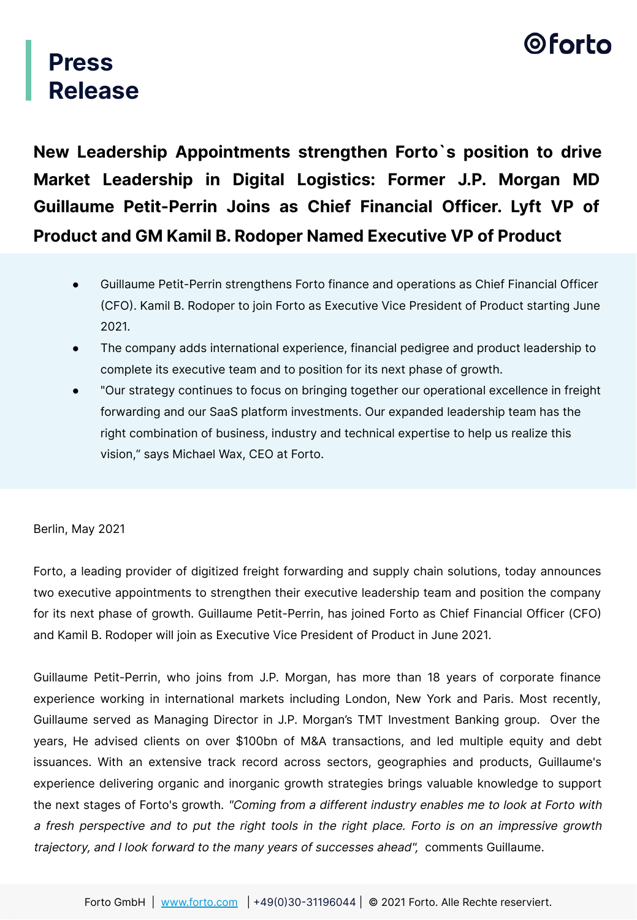# Press Release

## New Leadership Appointments strengthen Forto`s position to drive Market Leadership in Digital Logistics: Former J.P. Morgan MD Guillaume Petit-Perrin Joins as Chief Financial Officer. Lyft VP of Product and GM Kamil B. Rodoper Named Executive VP of Product

- Guillaume Petit-Perrin strengthens Forto finance and operations as Chief Financial Officer (CFO). Kamil B. Rodoper to join Forto as Executive Vice President of Product starting June 2021.
- The company adds international experience, financial pedigree and product leadership to complete its executive team and to position for its next phase of growth.
- "Our strategy continues to focus on bringing together our operational excellence in freight forwarding and our SaaS platform investments. Our expanded leadership team has the right combination of business, industry and technical expertise to help us realize this vision," says Michael Wax, CEO at Forto.

Berlin, May 2021

Forto, a leading provider of digitized freight forwarding and supply chain solutions, today announces two executive appointments to strengthen their executive leadership team and position the company for its next phase of growth. Guillaume Petit-Perrin, has joined Forto as Chief Financial Officer (CFO) and Kamil B. Rodoper will join as Executive Vice President of Product in June 2021.

Guillaume Petit-Perrin, who joins from J.P. Morgan, has more than 18 years of corporate finance experience working in international markets including London, New York and Paris. Most recently, Guillaume served as Managing Director in J.P. Morgan's TMT Investment Banking group. Over the years, He advised clients on over $100bn of M&A transactions, and led multiple equity and debt issuances. With an extensive track record across sectors, geographies and products, Guillaume's experience delivering organic and inorganic growth strategies brings valuable knowledge to support the next stages of Forto's growth. *"Coming from a different industry enables me to look at Forto with a fresh perspective and to put the right tools in the right place. Forto is on an impressive growth trajectory, and I look forward to the many years of successes ahead",* comments Guillaume.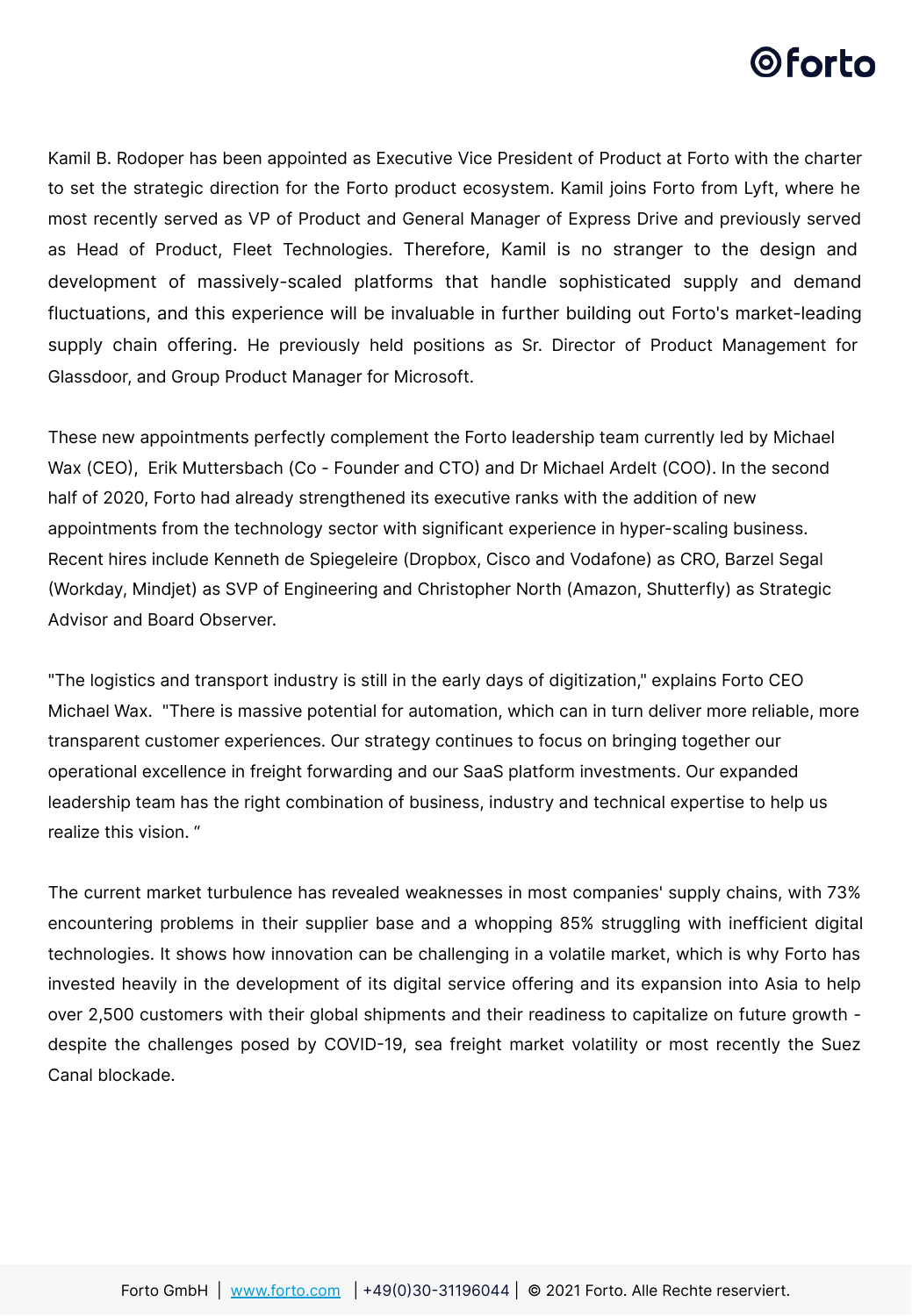Kamil B. Rodoper has been appointed as Executive Vice President of Product at Forto with the charter to set the strategic direction for the Forto product ecosystem. Kamil joins Forto from Lyft, where he most recently served as VP of Product and General Manager of Express Drive and previously served as Head of Product, Fleet Technologies. Therefore, Kamil is no stranger to the design and development of massively-scaled platforms that handle sophisticated supply and demand fluctuations, and this experience will be invaluable in further building out Forto's market-leading supply chain offering. He previously held positions as Sr. Director of Product Management for Glassdoor, and Group Product Manager for Microsoft.

These new appointments perfectly complement the Forto leadership team currently led by Michael Wax (CEO), Erik Muttersbach (Co - Founder and CTO) and Dr Michael Ardelt (COO). In the second half of 2020, Forto had already strengthened its executive ranks with the addition of new appointments from the technology sector with significant experience in hyper-scaling business. Recent hires include Kenneth de Spiegeleire (Dropbox, Cisco and Vodafone) as CRO, Barzel Segal (Workday, Mindjet) as SVP of Engineering and Christopher North (Amazon, Shutterfly) as Strategic Advisor and Board Observer.

"The logistics and transport industry is still in the early days of digitization," explains Forto CEO Michael Wax. "There is massive potential for automation, which can in turn deliver more reliable, more transparent customer experiences. Our strategy continues to focus on bringing together our operational excellence in freight forwarding and our SaaS platform investments. Our expanded leadership team has the right combination of business, industry and technical expertise to help us realize this vision. “

The current market turbulence has revealed weaknesses in most companies' supply chains, with 73% encountering problems in their supplier base and a whopping 85% struggling with inefficient digital technologies. It shows how innovation can be challenging in a volatile market, which is why Forto has invested heavily in the development of its digital service offering and its expansion into Asia to help over 2,500 customers with their global shipments and their readiness to capitalize on future growth - despite the challenges posed by COVID-19, sea freight market volatility or most recently the Suez Canal blockade.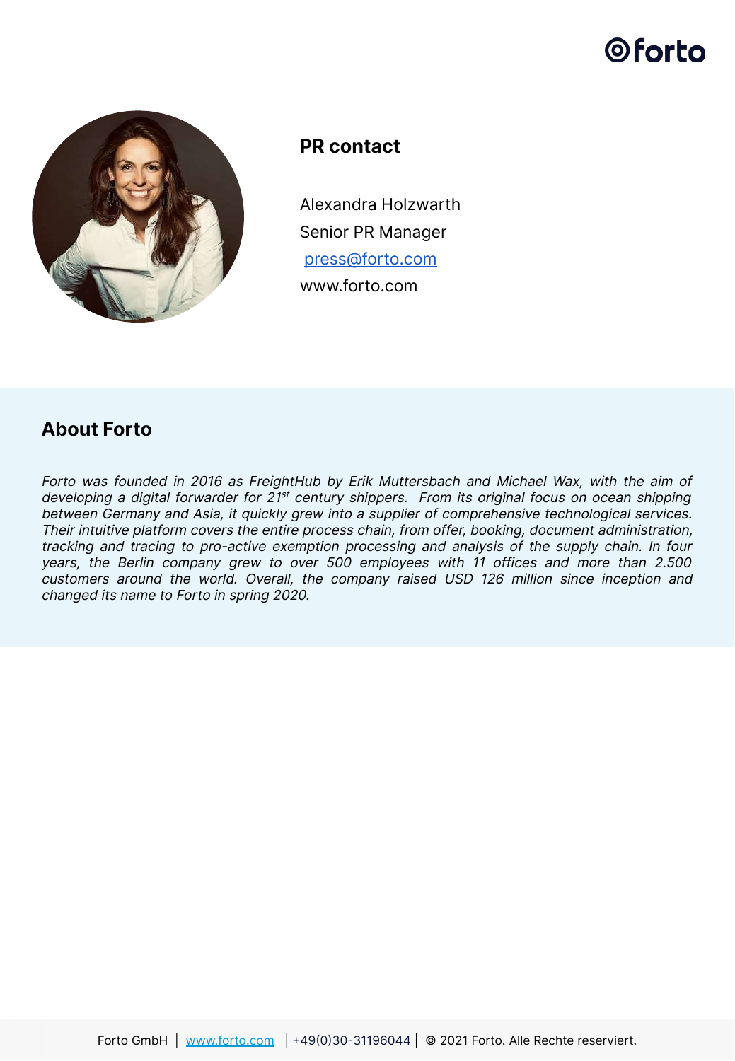## PR contact

Alexandra Holzwarth
Senior PR Manager
press@forto.com
www.forto.com

## About Forto

*Forto was founded in 2016 as FreightHub by Erik Muttersbach and Michael Wax, with the aim of developing a digital forwarder for 21st century shippers. From its original focus on ocean shipping between Germany and Asia, it quickly grew into a supplier of comprehensive technological services. Their intuitive platform covers the entire process chain, from offer, booking, document administration, tracking and tracing to pro-active exemption processing and analysis of the supply chain. In four years, the Berlin company grew to over 500 employees with 11 offices and more than 2.500 customers around the world. Overall, the company raised USD 126 million since inception and changed its name to Forto in spring 2020.*

Forto GmbH | www.forto.com | +49(0)30-31196044 | © 2021 Forto. Alle Rechte reserviert.